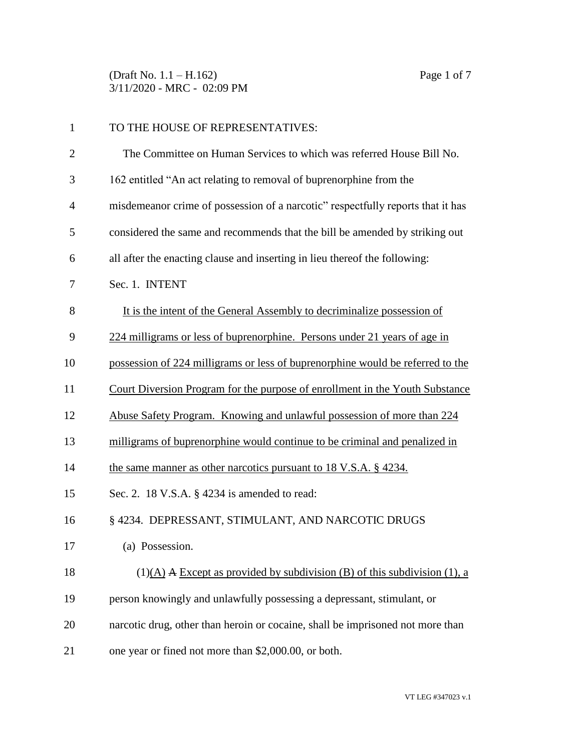TO THE HOUSE OF REPRESENTATIVES:

The Committee on Human Services to which was referred House Bill No. 162 entitled "An act relating to removal of buprenorphine from the misdemeanor crime of possession of a narcotic" respectfully reports that it has considered the same and recommends that the bill be amended by striking out all after the enacting clause and inserting in lieu thereof the following:

Sec. 1. INTENT

<u>It is the intent of the General Assembly to decriminalize possession of 224 milligrams or less of buprenorphine. Persons under 21 years of age in possession of 224 milligrams or less of buprenorphine would be referred to the Court Diversion Program for the purpose of enrollment in the Youth Substance Abuse Safety Program. Knowing and unlawful possession of more than 224 milligrams of buprenorphine would continue to be criminal and penalized in the same manner as other narcotics pursuant to 18 V.S.A. § 4234.</u>

Sec. 2. 18 V.S.A. § 4234 is amended to read:

§ 4234. DEPRESSANT, STIMULANT, AND NARCOTIC DRUGS

(a) Possession.

(1)<u>(A)</u> ~~A~~ <u>Except as provided by subdivision (B) of this subdivision (1), a</u> person knowingly and unlawfully possessing a depressant, stimulant, or narcotic drug, other than heroin or cocaine, shall be imprisoned not more than one year or fined not more than $2,000.00, or both.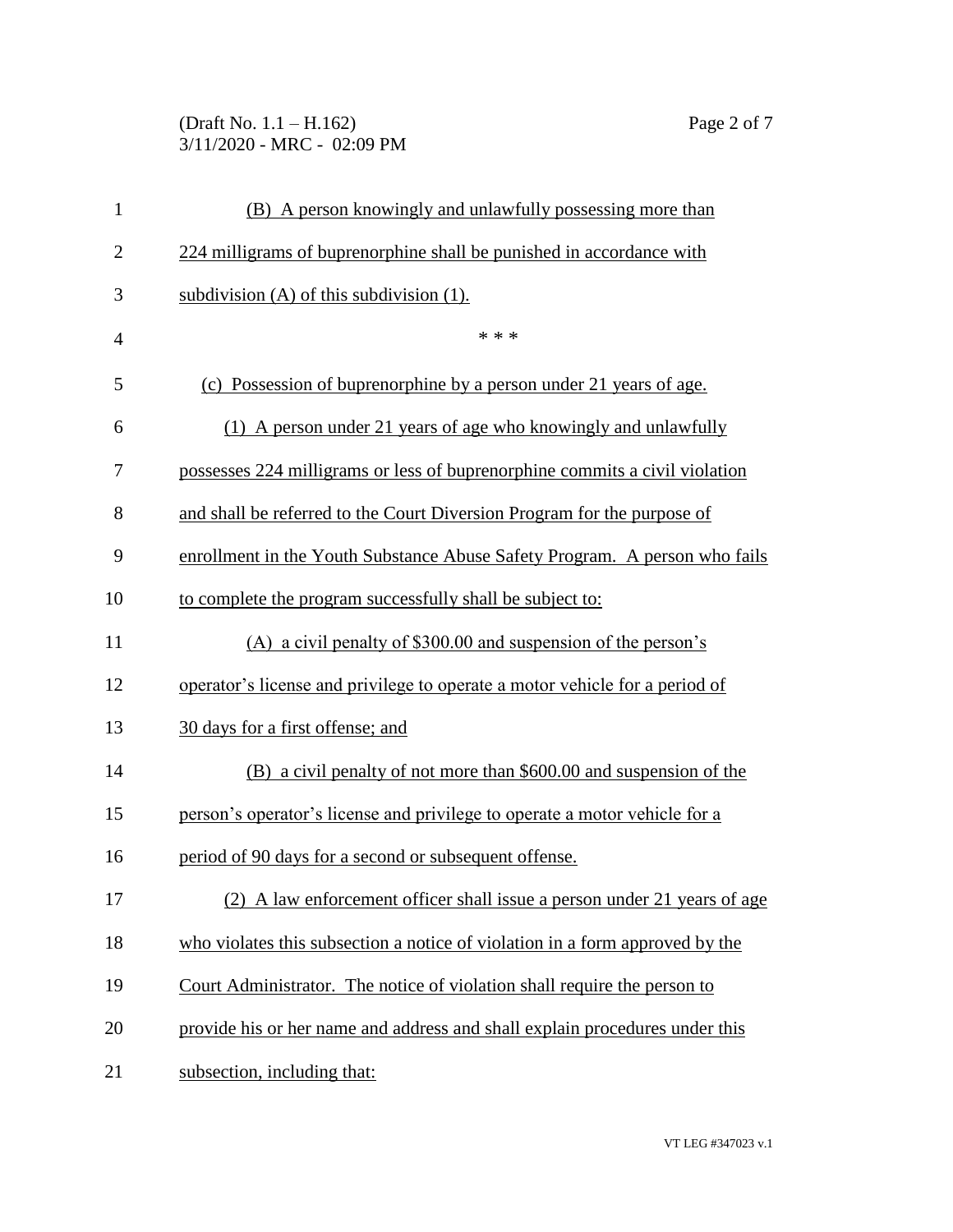(B) A person knowingly and unlawfully possessing more than 224 milligrams of buprenorphine shall be punished in accordance with subdivision (A) of this subdivision (1).

\* \* \*

(c) Possession of buprenorphine by a person under 21 years of age.

(1) A person under 21 years of age who knowingly and unlawfully possesses 224 milligrams or less of buprenorphine commits a civil violation and shall be referred to the Court Diversion Program for the purpose of enrollment in the Youth Substance Abuse Safety Program. A person who fails to complete the program successfully shall be subject to:

(A) a civil penalty of $300.00 and suspension of the person's operator's license and privilege to operate a motor vehicle for a period of 30 days for a first offense; and

(B) a civil penalty of not more than $600.00 and suspension of the person's operator's license and privilege to operate a motor vehicle for a period of 90 days for a second or subsequent offense.

(2) A law enforcement officer shall issue a person under 21 years of age who violates this subsection a notice of violation in a form approved by the Court Administrator. The notice of violation shall require the person to provide his or her name and address and shall explain procedures under this subsection, including that: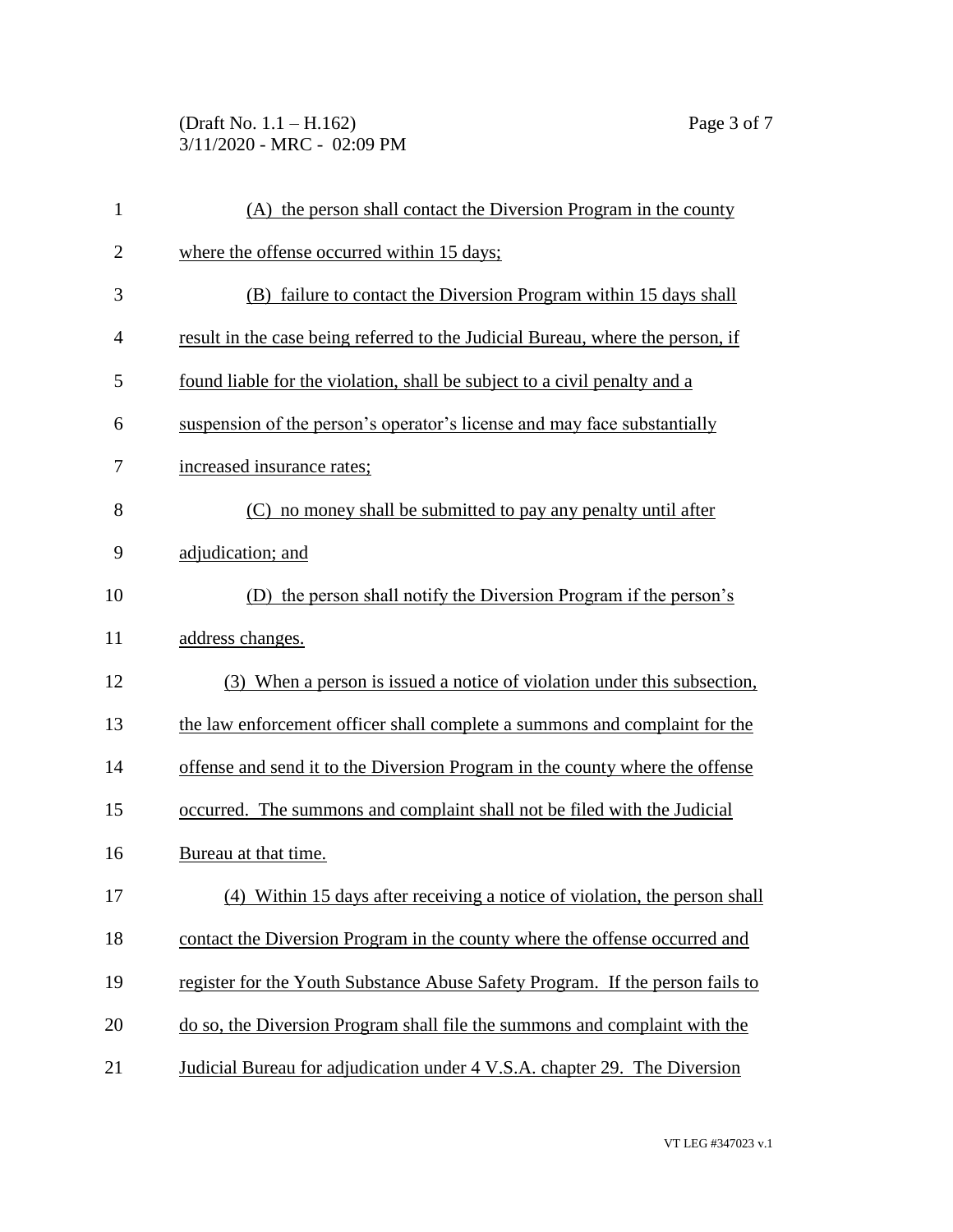(A) the person shall contact the Diversion Program in the county where the offense occurred within 15 days;

(B) failure to contact the Diversion Program within 15 days shall result in the case being referred to the Judicial Bureau, where the person, if found liable for the violation, shall be subject to a civil penalty and a suspension of the person's operator's license and may face substantially increased insurance rates;

(C) no money shall be submitted to pay any penalty until after adjudication; and

(D) the person shall notify the Diversion Program if the person's address changes.

(3) When a person is issued a notice of violation under this subsection, the law enforcement officer shall complete a summons and complaint for the offense and send it to the Diversion Program in the county where the offense occurred. The summons and complaint shall not be filed with the Judicial Bureau at that time.

(4) Within 15 days after receiving a notice of violation, the person shall contact the Diversion Program in the county where the offense occurred and register for the Youth Substance Abuse Safety Program. If the person fails to do so, the Diversion Program shall file the summons and complaint with the Judicial Bureau for adjudication under 4 V.S.A. chapter 29. The Diversion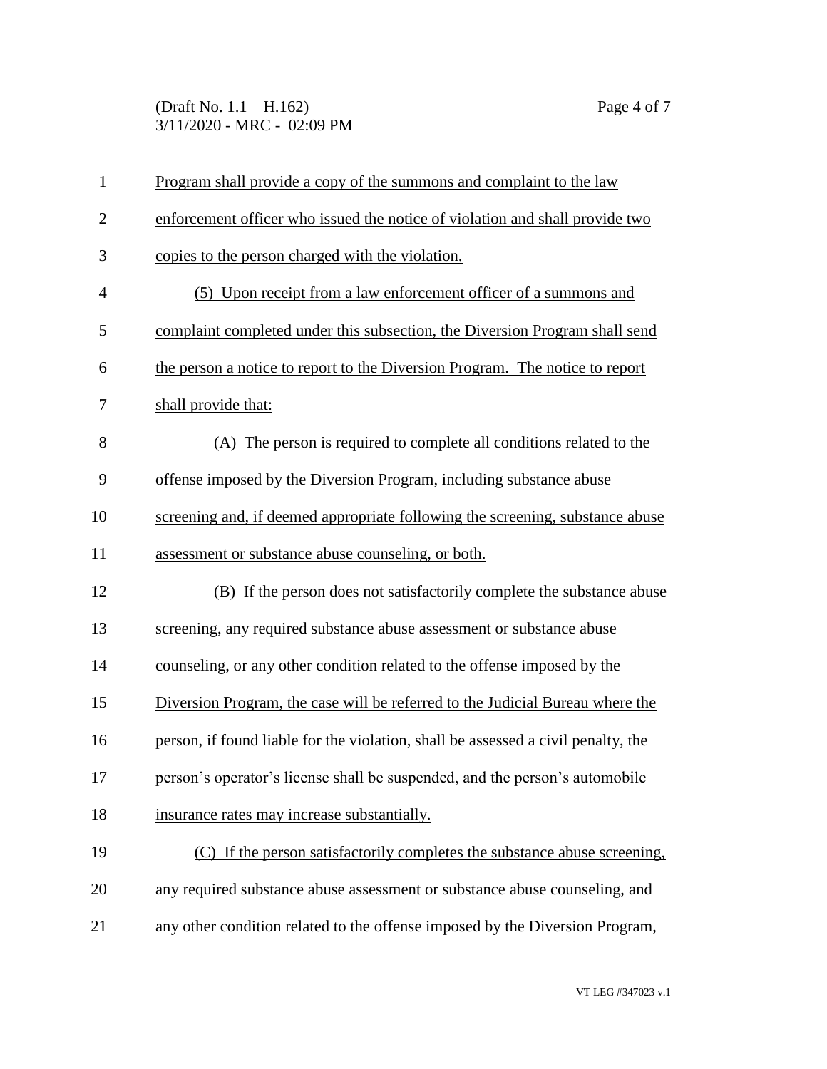Program shall provide a copy of the summons and complaint to the law enforcement officer who issued the notice of violation and shall provide two copies to the person charged with the violation.

(5) Upon receipt from a law enforcement officer of a summons and complaint completed under this subsection, the Diversion Program shall send the person a notice to report to the Diversion Program. The notice to report shall provide that:

(A) The person is required to complete all conditions related to the offense imposed by the Diversion Program, including substance abuse screening and, if deemed appropriate following the screening, substance abuse assessment or substance abuse counseling, or both.

(B) If the person does not satisfactorily complete the substance abuse screening, any required substance abuse assessment or substance abuse counseling, or any other condition related to the offense imposed by the Diversion Program, the case will be referred to the Judicial Bureau where the person, if found liable for the violation, shall be assessed a civil penalty, the person's operator's license shall be suspended, and the person's automobile insurance rates may increase substantially.

(C) If the person satisfactorily completes the substance abuse screening, any required substance abuse assessment or substance abuse counseling, and any other condition related to the offense imposed by the Diversion Program,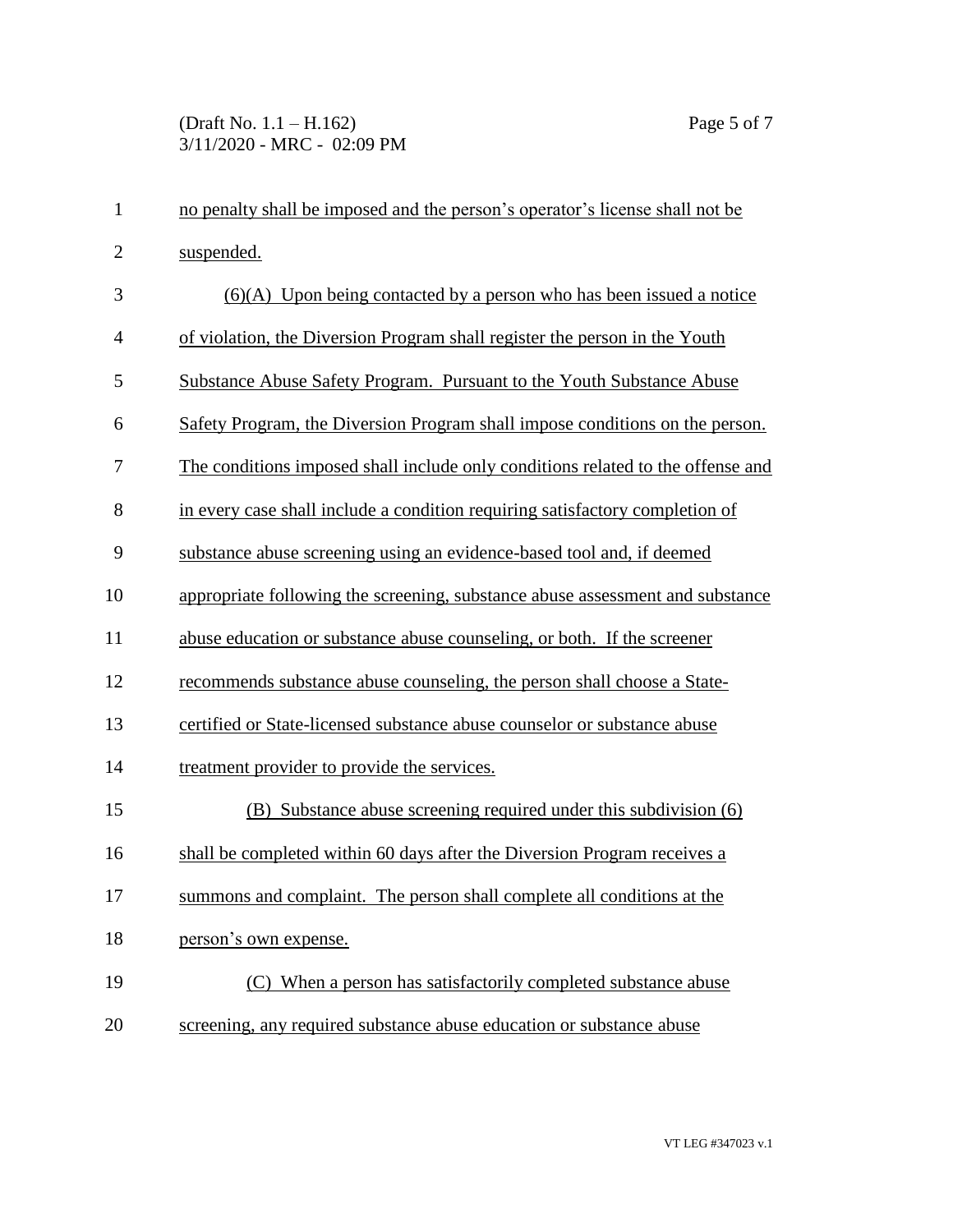no penalty shall be imposed and the person's operator's license shall not be suspended.

(6)(A) Upon being contacted by a person who has been issued a notice of violation, the Diversion Program shall register the person in the Youth Substance Abuse Safety Program. Pursuant to the Youth Substance Abuse Safety Program, the Diversion Program shall impose conditions on the person. The conditions imposed shall include only conditions related to the offense and in every case shall include a condition requiring satisfactory completion of substance abuse screening using an evidence-based tool and, if deemed appropriate following the screening, substance abuse assessment and substance abuse education or substance abuse counseling, or both. If the screener recommends substance abuse counseling, the person shall choose a State-certified or State-licensed substance abuse counselor or substance abuse treatment provider to provide the services.

(B) Substance abuse screening required under this subdivision (6) shall be completed within 60 days after the Diversion Program receives a summons and complaint. The person shall complete all conditions at the person's own expense.

(C) When a person has satisfactorily completed substance abuse screening, any required substance abuse education or substance abuse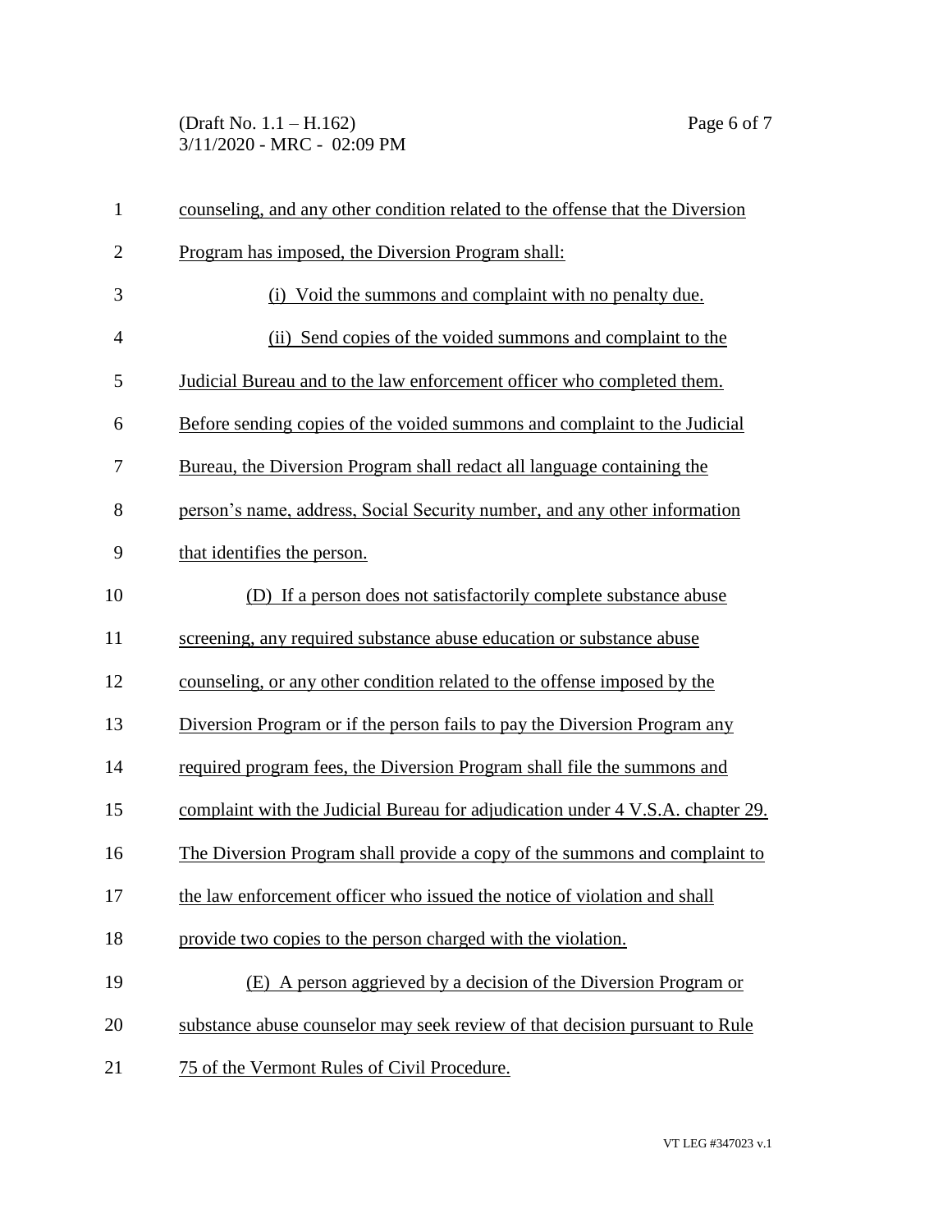counseling, and any other condition related to the offense that the Diversion Program has imposed, the Diversion Program shall:

(i) Void the summons and complaint with no penalty due.

(ii) Send copies of the voided summons and complaint to the Judicial Bureau and to the law enforcement officer who completed them. Before sending copies of the voided summons and complaint to the Judicial Bureau, the Diversion Program shall redact all language containing the person's name, address, Social Security number, and any other information that identifies the person.

(D) If a person does not satisfactorily complete substance abuse screening, any required substance abuse education or substance abuse counseling, or any other condition related to the offense imposed by the Diversion Program or if the person fails to pay the Diversion Program any required program fees, the Diversion Program shall file the summons and complaint with the Judicial Bureau for adjudication under 4 V.S.A. chapter 29. The Diversion Program shall provide a copy of the summons and complaint to the law enforcement officer who issued the notice of violation and shall provide two copies to the person charged with the violation.

(E) A person aggrieved by a decision of the Diversion Program or substance abuse counselor may seek review of that decision pursuant to Rule 75 of the Vermont Rules of Civil Procedure.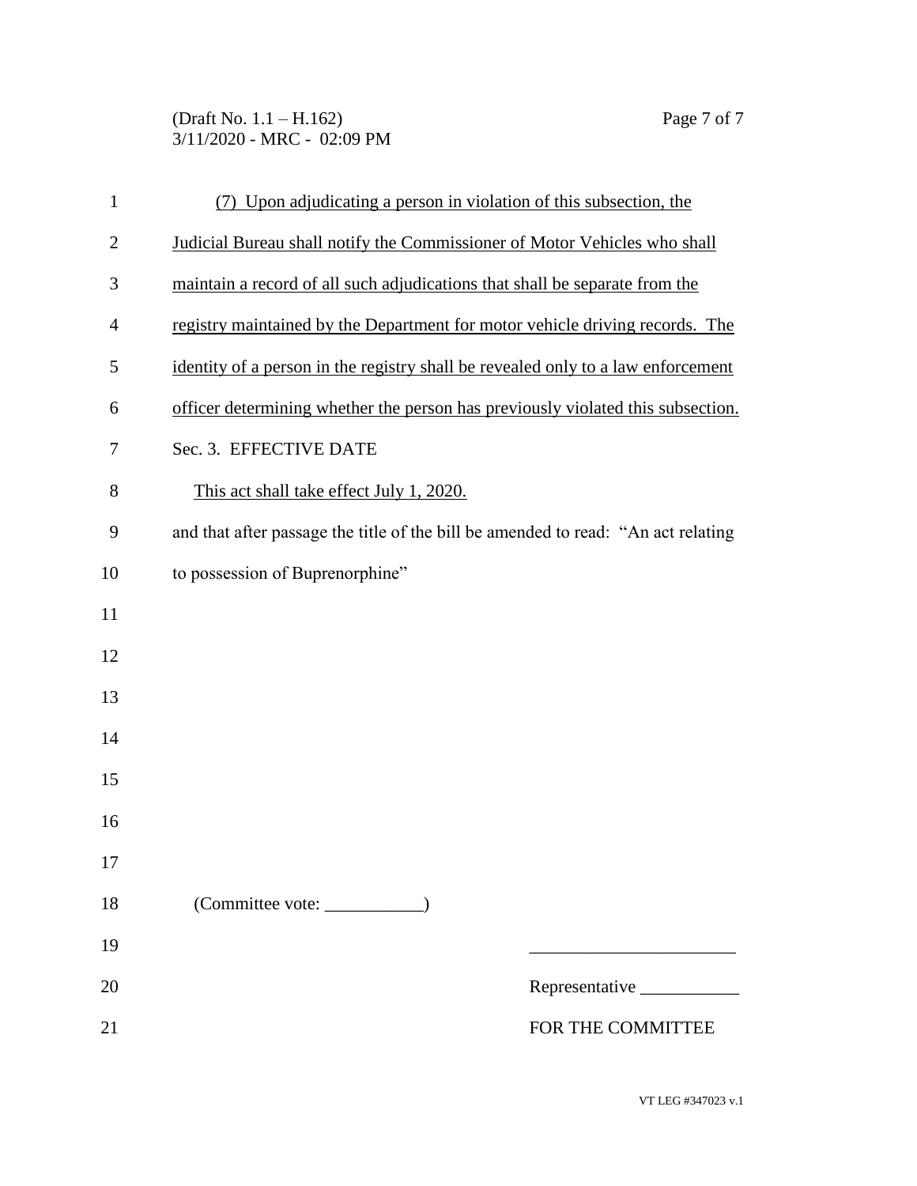(7) Upon adjudicating a person in violation of this subsection, the Judicial Bureau shall notify the Commissioner of Motor Vehicles who shall maintain a record of all such adjudications that shall be separate from the registry maintained by the Department for motor vehicle driving records. The identity of a person in the registry shall be revealed only to a law enforcement officer determining whether the person has previously violated this subsection.

Sec. 3. EFFECTIVE DATE

This act shall take effect July 1, 2020.

and that after passage the title of the bill be amended to read: "An act relating to possession of Buprenorphine"

(Committee vote: ___________)

_______________________

Representative ___________

FOR THE COMMITTEE